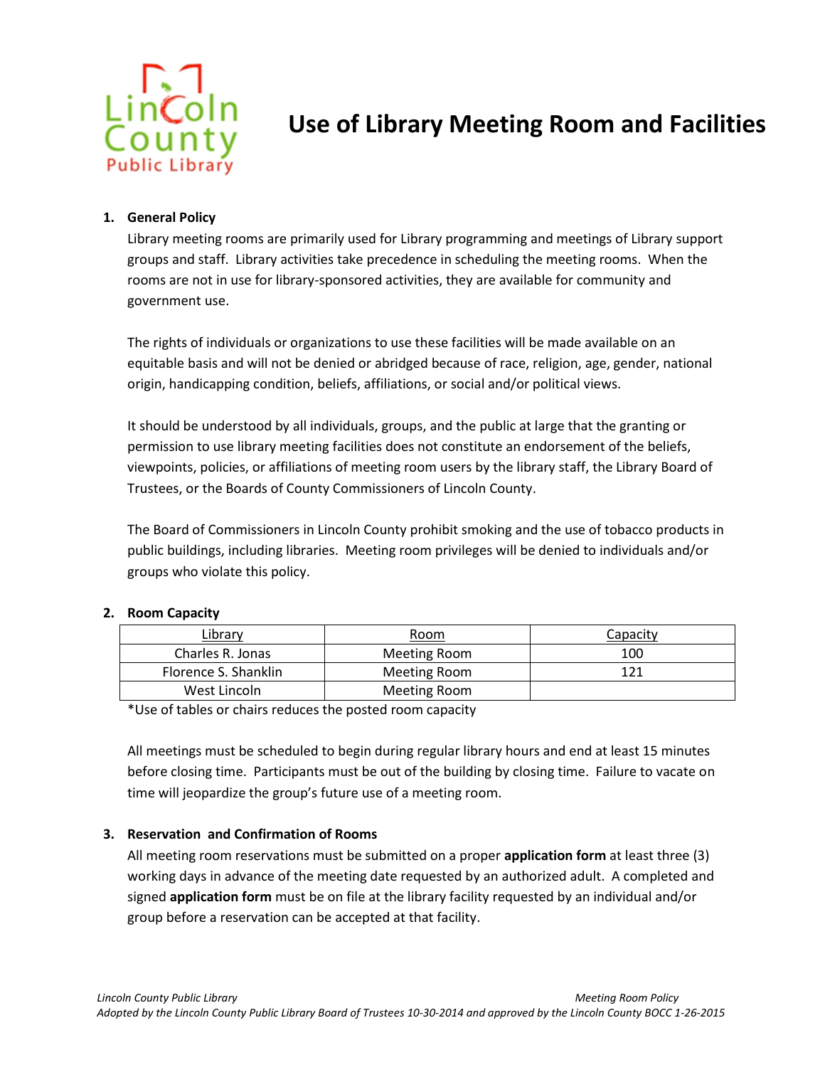Lincoln County Public Library

# Use of Library Meeting Room and Facilities

1. **General Policy**

   Library meeting rooms are primarily used for Library programming and meetings of Library support groups and staff. Library activities take precedence in scheduling the meeting rooms. When the rooms are not in use for library-sponsored activities, they are available for community and government use.

   The rights of individuals or organizations to use these facilities will be made available on an equitable basis and will not be denied or abridged because of race, religion, age, gender, national origin, handicapping condition, beliefs, affiliations, or social and/or political views.

   It should be understood by all individuals, groups, and the public at large that the granting or permission to use library meeting facilities does not constitute an endorsement of the beliefs, viewpoints, policies, or affiliations of meeting room users by the library staff, the Library Board of Trustees, or the Boards of County Commissioners of Lincoln County.

   The Board of Commissioners in Lincoln County prohibit smoking and the use of tobacco products in public buildings, including libraries. Meeting room privileges will be denied to individuals and/or groups who violate this policy.

2. **Room Capacity**

| Library | Room | Capacity |
| --- | --- | --- |
| Charles R. Jonas | Meeting Room | 100 |
| Florence S. Shanklin | Meeting Room | 121 |
| West Lincoln | Meeting Room | |

   *Use of tables or chairs reduces the posted room capacity

   All meetings must be scheduled to begin during regular library hours and end at least 15 minutes before closing time. Participants must be out of the building by closing time. Failure to vacate on time will jeopardize the group's future use of a meeting room.

3. **Reservation and Confirmation of Rooms**

   All meeting room reservations must be submitted on a proper **application form** at least three (3) working days in advance of the meeting date requested by an authorized adult. A completed and signed **application form** must be on file at the library facility requested by an individual and/or group before a reservation can be accepted at that facility.

*Lincoln County Public Library* *Meeting Room Policy*
*Adopted by the Lincoln County Public Library Board of Trustees 10-30-2014 and approved by the Lincoln County BOCC 1-26-2015*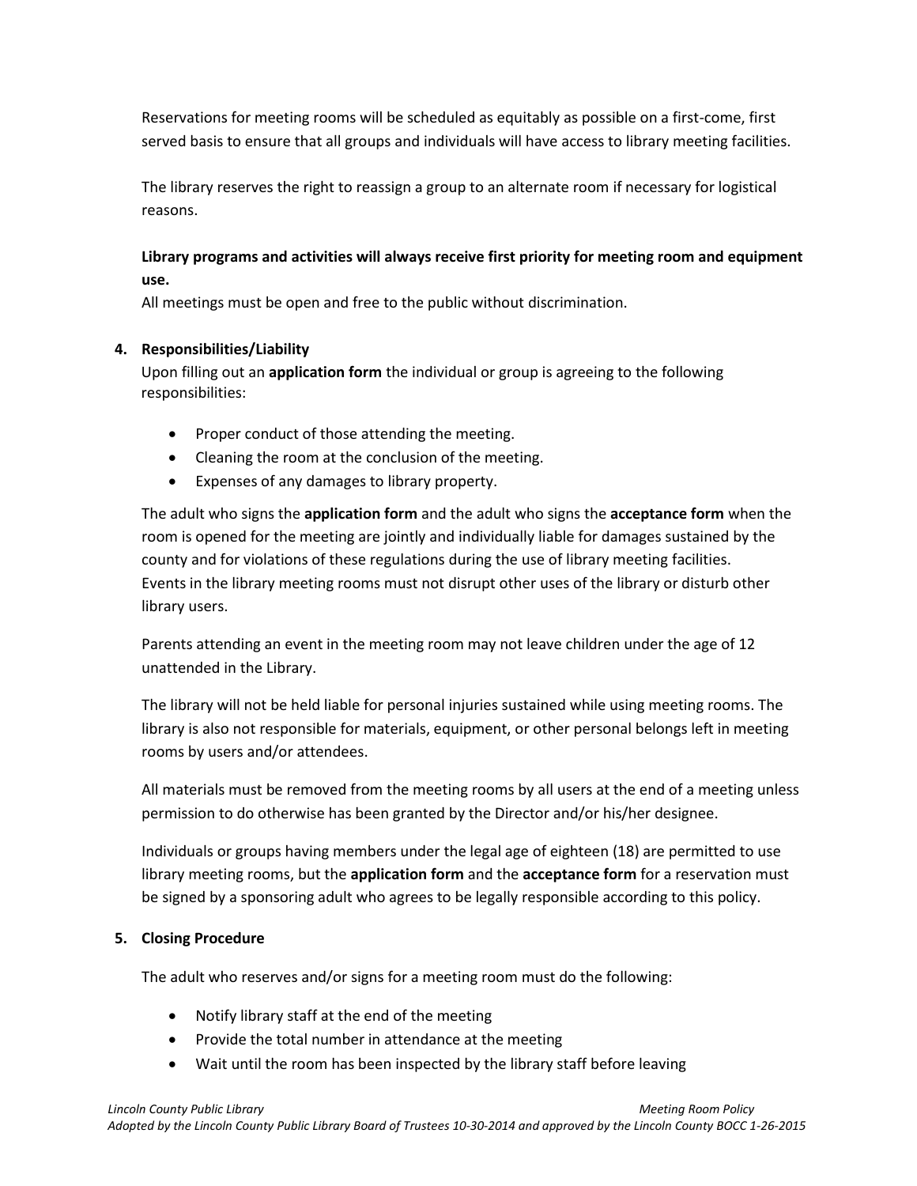Reservations for meeting rooms will be scheduled as equitably as possible on a first-come, first served basis to ensure that all groups and individuals will have access to library meeting facilities.

The library reserves the right to reassign a group to an alternate room if necessary for logistical reasons.

**Library programs and activities will always receive first priority for meeting room and equipment use.**

All meetings must be open and free to the public without discrimination.

**4. Responsibilities/Liability**

Upon filling out an **application form** the individual or group is agreeing to the following responsibilities:

- Proper conduct of those attending the meeting.
- Cleaning the room at the conclusion of the meeting.
- Expenses of any damages to library property.

The adult who signs the **application form** and the adult who signs the **acceptance form** when the room is opened for the meeting are jointly and individually liable for damages sustained by the county and for violations of these regulations during the use of library meeting facilities. Events in the library meeting rooms must not disrupt other uses of the library or disturb other library users.

Parents attending an event in the meeting room may not leave children under the age of 12 unattended in the Library.

The library will not be held liable for personal injuries sustained while using meeting rooms. The library is also not responsible for materials, equipment, or other personal belongs left in meeting rooms by users and/or attendees.

All materials must be removed from the meeting rooms by all users at the end of a meeting unless permission to do otherwise has been granted by the Director and/or his/her designee.

Individuals or groups having members under the legal age of eighteen (18) are permitted to use library meeting rooms, but the **application form** and the **acceptance form** for a reservation must be signed by a sponsoring adult who agrees to be legally responsible according to this policy.

**5. Closing Procedure**

The adult who reserves and/or signs for a meeting room must do the following:

- Notify library staff at the end of the meeting
- Provide the total number in attendance at the meeting
- Wait until the room has been inspected by the library staff before leaving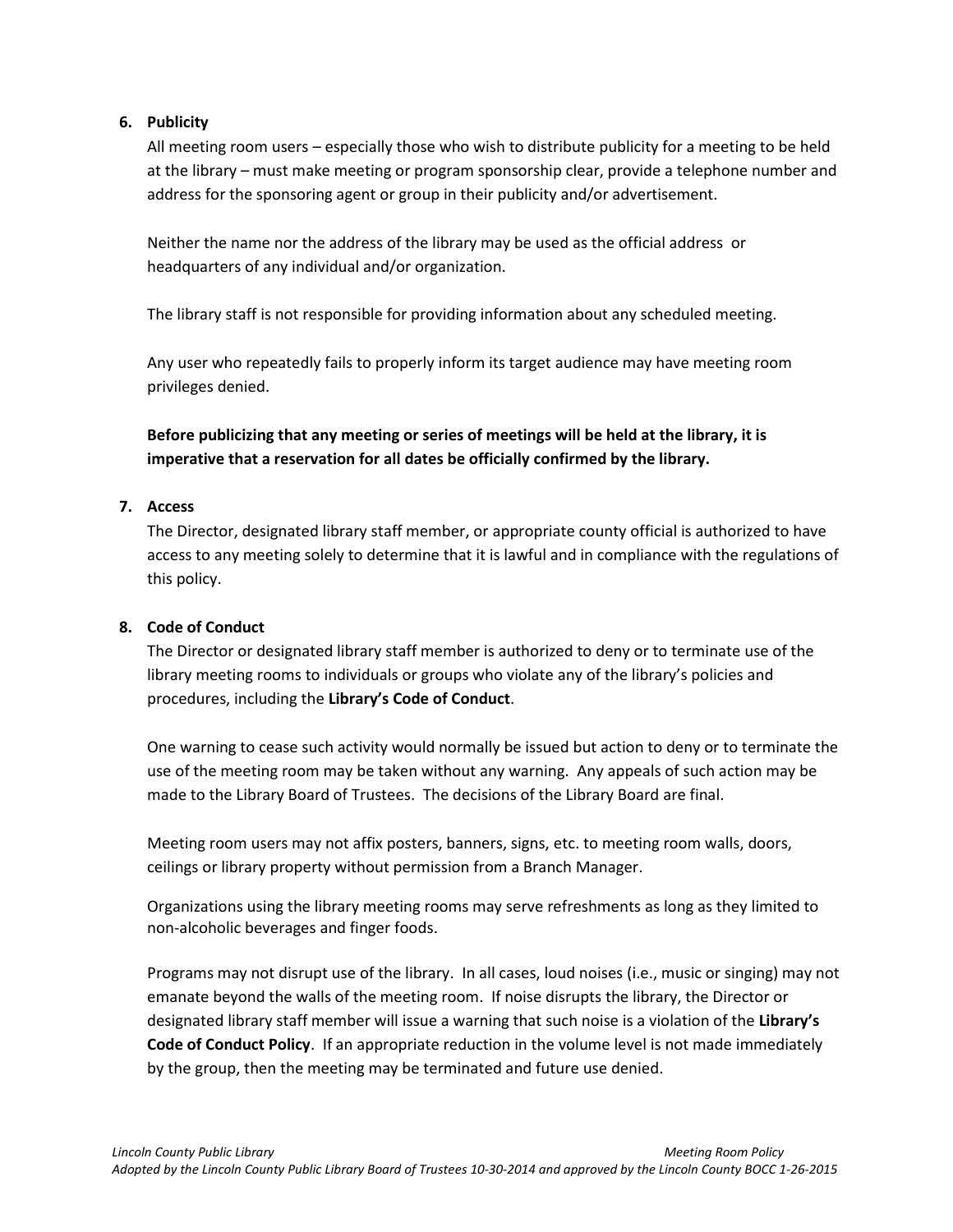6. **Publicity**

All meeting room users – especially those who wish to distribute publicity for a meeting to be held at the library – must make meeting or program sponsorship clear, provide a telephone number and address for the sponsoring agent or group in their publicity and/or advertisement.

Neither the name nor the address of the library may be used as the official address or headquarters of any individual and/or organization.

The library staff is not responsible for providing information about any scheduled meeting.

Any user who repeatedly fails to properly inform its target audience may have meeting room privileges denied.

**Before publicizing that any meeting or series of meetings will be held at the library, it is imperative that a reservation for all dates be officially confirmed by the library.**

7. **Access**

The Director, designated library staff member, or appropriate county official is authorized to have access to any meeting solely to determine that it is lawful and in compliance with the regulations of this policy.

8. **Code of Conduct**

The Director or designated library staff member is authorized to deny or to terminate use of the library meeting rooms to individuals or groups who violate any of the library's policies and procedures, including the **Library's Code of Conduct**.

One warning to cease such activity would normally be issued but action to deny or to terminate the use of the meeting room may be taken without any warning. Any appeals of such action may be made to the Library Board of Trustees. The decisions of the Library Board are final.

Meeting room users may not affix posters, banners, signs, etc. to meeting room walls, doors, ceilings or library property without permission from a Branch Manager.

Organizations using the library meeting rooms may serve refreshments as long as they limited to non-alcoholic beverages and finger foods.

Programs may not disrupt use of the library. In all cases, loud noises (i.e., music or singing) may not emanate beyond the walls of the meeting room. If noise disrupts the library, the Director or designated library staff member will issue a warning that such noise is a violation of the **Library's Code of Conduct Policy**. If an appropriate reduction in the volume level is not made immediately by the group, then the meeting may be terminated and future use denied.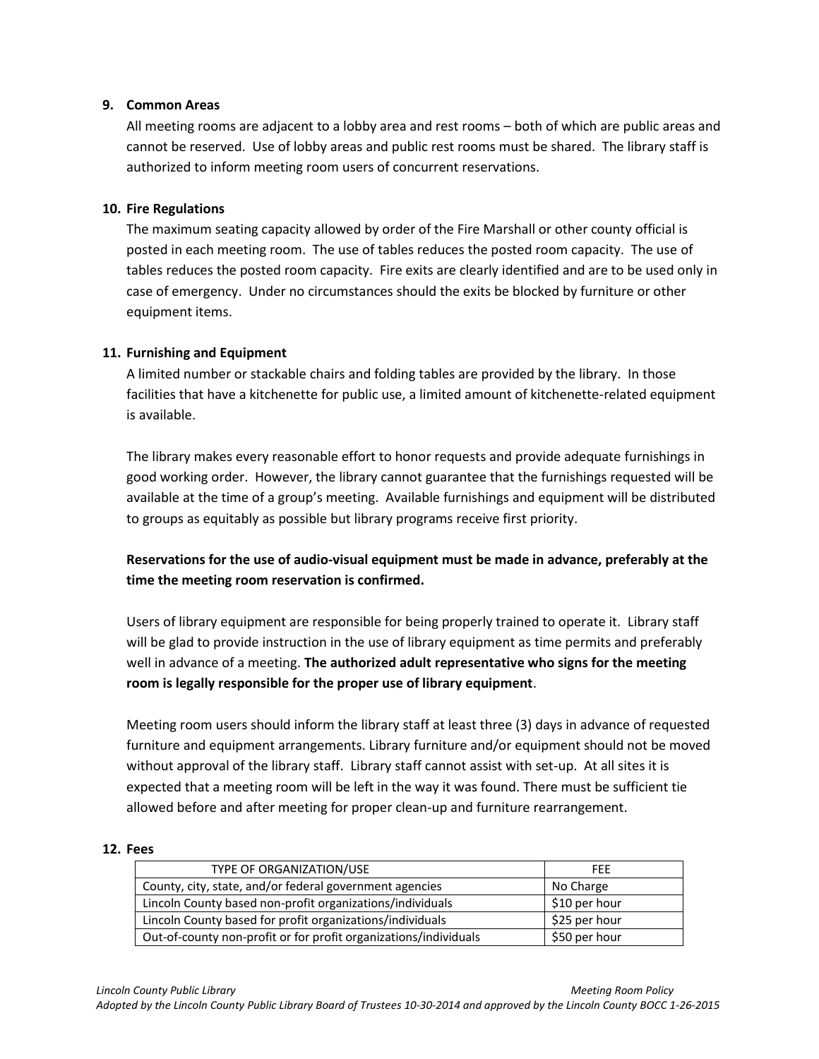**9. Common Areas**

All meeting rooms are adjacent to a lobby area and rest rooms – both of which are public areas and cannot be reserved. Use of lobby areas and public rest rooms must be shared. The library staff is authorized to inform meeting room users of concurrent reservations.

**10. Fire Regulations**

The maximum seating capacity allowed by order of the Fire Marshall or other county official is posted in each meeting room. The use of tables reduces the posted room capacity. The use of tables reduces the posted room capacity. Fire exits are clearly identified and are to be used only in case of emergency. Under no circumstances should the exits be blocked by furniture or other equipment items.

**11. Furnishing and Equipment**

A limited number or stackable chairs and folding tables are provided by the library. In those facilities that have a kitchenette for public use, a limited amount of kitchenette-related equipment is available.

The library makes every reasonable effort to honor requests and provide adequate furnishings in good working order. However, the library cannot guarantee that the furnishings requested will be available at the time of a group's meeting. Available furnishings and equipment will be distributed to groups as equitably as possible but library programs receive first priority.

**Reservations for the use of audio-visual equipment must be made in advance, preferably at the time the meeting room reservation is confirmed.**

Users of library equipment are responsible for being properly trained to operate it. Library staff will be glad to provide instruction in the use of library equipment as time permits and preferably well in advance of a meeting. **The authorized adult representative who signs for the meeting room is legally responsible for the proper use of library equipment**.

Meeting room users should inform the library staff at least three (3) days in advance of requested furniture and equipment arrangements. Library furniture and/or equipment should not be moved without approval of the library staff. Library staff cannot assist with set-up. At all sites it is expected that a meeting room will be left in the way it was found. There must be sufficient tie allowed before and after meeting for proper clean-up and furniture rearrangement.

**12. Fees**

| TYPE OF ORGANIZATION/USE | FEE |
|---|---|
| County, city, state, and/or federal government agencies | No Charge |
| Lincoln County based non-profit organizations/individuals | $10 per hour |
| Lincoln County based for profit organizations/individuals | $25 per hour |
| Out-of-county non-profit or for profit organizations/individuals | $50 per hour |

*Lincoln County Public Library* *Meeting Room Policy*
*Adopted by the Lincoln County Public Library Board of Trustees 10-30-2014 and approved by the Lincoln County BOCC 1-26-2015*